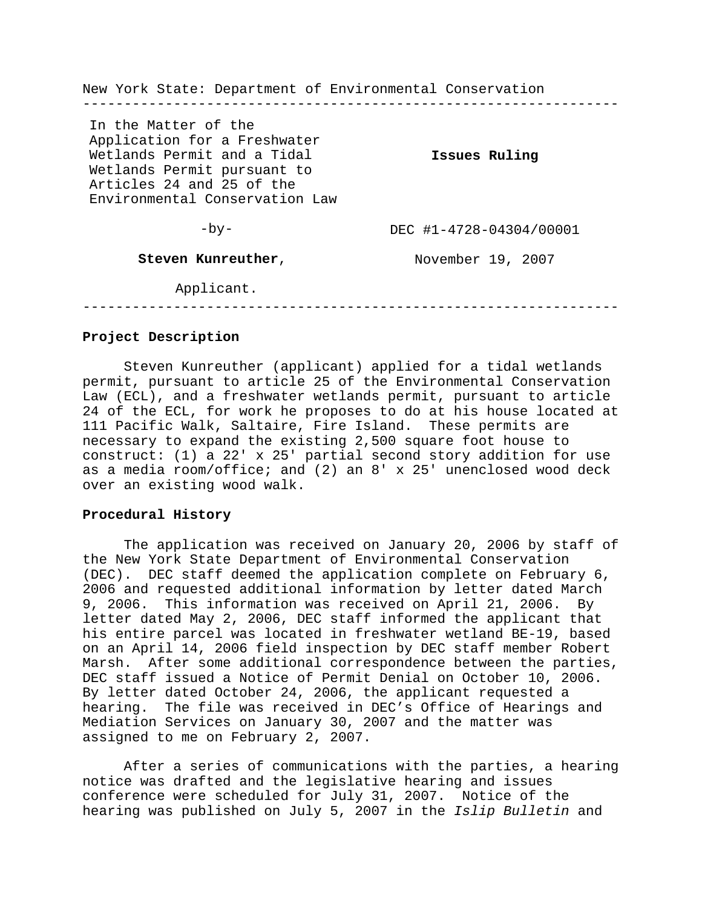New York State: Department of Environmental Conservation

---

| | |
|---|---|
| In the Matter of the Application for a Freshwater Wetlands Permit and a Tidal Wetlands Permit pursuant to Articles 24 and 25 of the Environmental Conservation Law | **Issues Ruling** |
| -by- | DEC #1-4728-04304/00001 |
| **Steven Kunreuther**, | November 19, 2007 |
| Applicant. | |

---

**Project Description**

Steven Kunreuther (applicant) applied for a tidal wetlands permit, pursuant to article 25 of the Environmental Conservation Law (ECL), and a freshwater wetlands permit, pursuant to article 24 of the ECL, for work he proposes to do at his house located at 111 Pacific Walk, Saltaire, Fire Island. These permits are necessary to expand the existing 2,500 square foot house to construct: (1) a 22' x 25' partial second story addition for use as a media room/office; and (2) an 8' x 25' unenclosed wood deck over an existing wood walk.

**Procedural History**

The application was received on January 20, 2006 by staff of the New York State Department of Environmental Conservation (DEC). DEC staff deemed the application complete on February 6, 2006 and requested additional information by letter dated March 9, 2006. This information was received on April 21, 2006. By letter dated May 2, 2006, DEC staff informed the applicant that his entire parcel was located in freshwater wetland BE-19, based on an April 14, 2006 field inspection by DEC staff member Robert Marsh. After some additional correspondence between the parties, DEC staff issued a Notice of Permit Denial on October 10, 2006. By letter dated October 24, 2006, the applicant requested a hearing. The file was received in DEC's Office of Hearings and Mediation Services on January 30, 2007 and the matter was assigned to me on February 2, 2007.

After a series of communications with the parties, a hearing notice was drafted and the legislative hearing and issues conference were scheduled for July 31, 2007. Notice of the hearing was published on July 5, 2007 in the *Islip Bulletin* and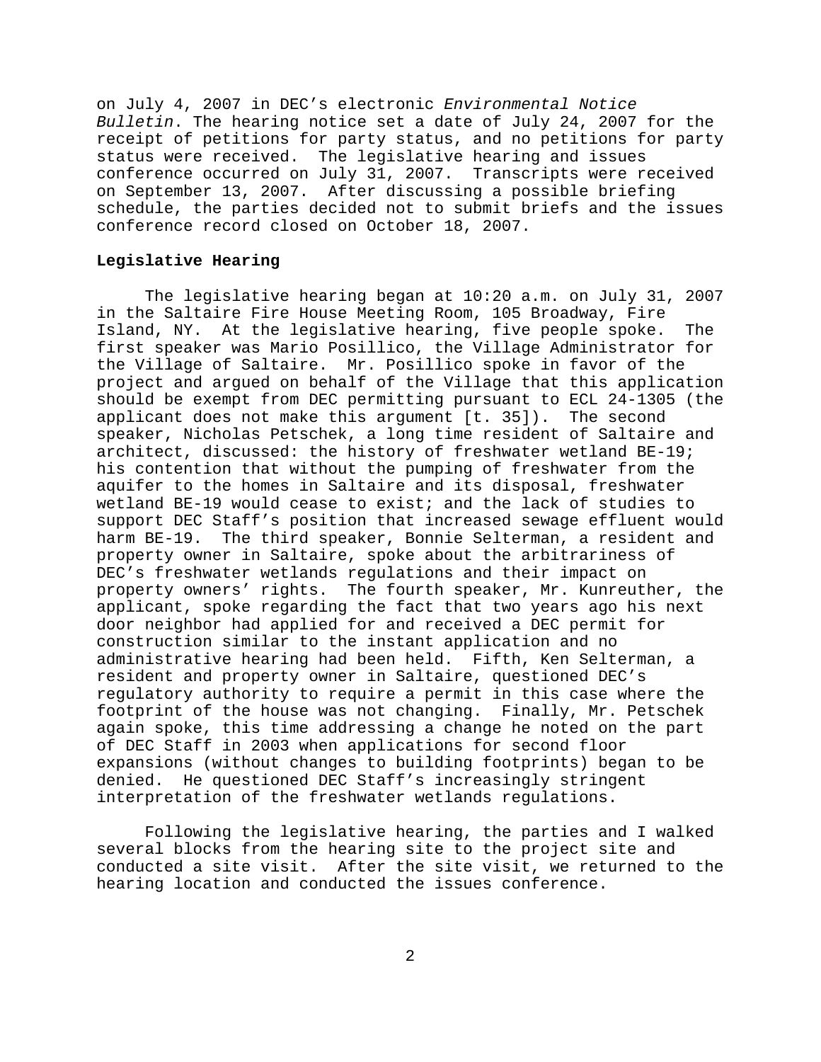on July 4, 2007 in DEC's electronic *Environmental Notice Bulletin*. The hearing notice set a date of July 24, 2007 for the receipt of petitions for party status, and no petitions for party status were received. The legislative hearing and issues conference occurred on July 31, 2007. Transcripts were received on September 13, 2007. After discussing a possible briefing schedule, the parties decided not to submit briefs and the issues conference record closed on October 18, 2007.

**Legislative Hearing**

The legislative hearing began at 10:20 a.m. on July 31, 2007 in the Saltaire Fire House Meeting Room, 105 Broadway, Fire Island, NY. At the legislative hearing, five people spoke. The first speaker was Mario Posillico, the Village Administrator for the Village of Saltaire. Mr. Posillico spoke in favor of the project and argued on behalf of the Village that this application should be exempt from DEC permitting pursuant to ECL 24-1305 (the applicant does not make this argument [t. 35]). The second speaker, Nicholas Petschek, a long time resident of Saltaire and architect, discussed: the history of freshwater wetland BE-19; his contention that without the pumping of freshwater from the aquifer to the homes in Saltaire and its disposal, freshwater wetland BE-19 would cease to exist; and the lack of studies to support DEC Staff's position that increased sewage effluent would harm BE-19. The third speaker, Bonnie Selterman, a resident and property owner in Saltaire, spoke about the arbitrariness of DEC's freshwater wetlands regulations and their impact on property owners' rights. The fourth speaker, Mr. Kunreuther, the applicant, spoke regarding the fact that two years ago his next door neighbor had applied for and received a DEC permit for construction similar to the instant application and no administrative hearing had been held. Fifth, Ken Selterman, a resident and property owner in Saltaire, questioned DEC's regulatory authority to require a permit in this case where the footprint of the house was not changing. Finally, Mr. Petschek again spoke, this time addressing a change he noted on the part of DEC Staff in 2003 when applications for second floor expansions (without changes to building footprints) began to be denied. He questioned DEC Staff's increasingly stringent interpretation of the freshwater wetlands regulations.

Following the legislative hearing, the parties and I walked several blocks from the hearing site to the project site and conducted a site visit. After the site visit, we returned to the hearing location and conducted the issues conference.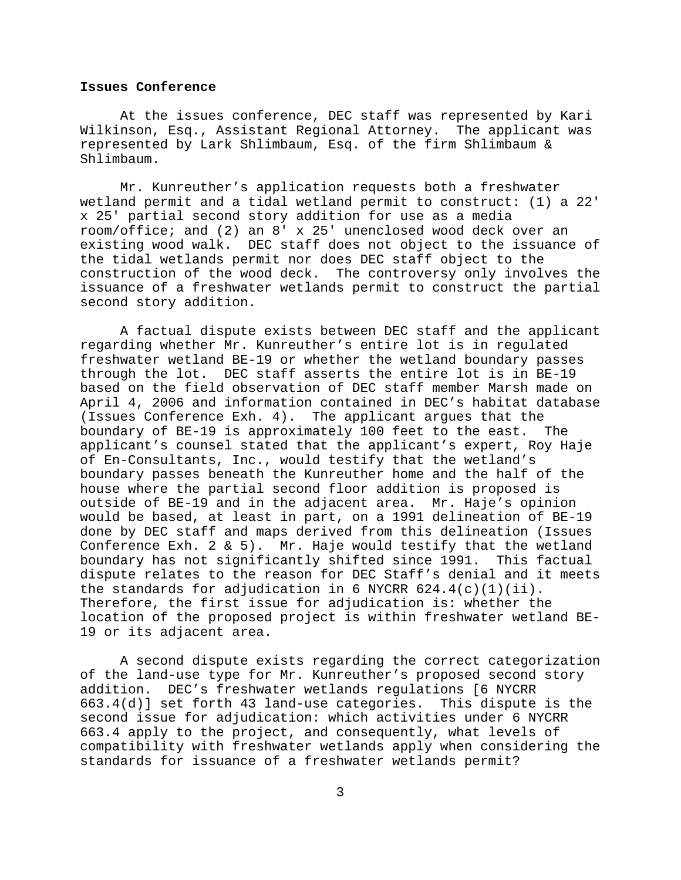**Issues Conference**

At the issues conference, DEC staff was represented by Kari Wilkinson, Esq., Assistant Regional Attorney. The applicant was represented by Lark Shlimbaum, Esq. of the firm Shlimbaum & Shlimbaum.

Mr. Kunreuther's application requests both a freshwater wetland permit and a tidal wetland permit to construct: (1) a 22' x 25' partial second story addition for use as a media room/office; and (2) an 8' x 25' unenclosed wood deck over an existing wood walk. DEC staff does not object to the issuance of the tidal wetlands permit nor does DEC staff object to the construction of the wood deck. The controversy only involves the issuance of a freshwater wetlands permit to construct the partial second story addition.

A factual dispute exists between DEC staff and the applicant regarding whether Mr. Kunreuther's entire lot is in regulated freshwater wetland BE-19 or whether the wetland boundary passes through the lot. DEC staff asserts the entire lot is in BE-19 based on the field observation of DEC staff member Marsh made on April 4, 2006 and information contained in DEC's habitat database (Issues Conference Exh. 4). The applicant argues that the boundary of BE-19 is approximately 100 feet to the east. The applicant's counsel stated that the applicant's expert, Roy Haje of En-Consultants, Inc., would testify that the wetland's boundary passes beneath the Kunreuther home and the half of the house where the partial second floor addition is proposed is outside of BE-19 and in the adjacent area. Mr. Haje's opinion would be based, at least in part, on a 1991 delineation of BE-19 done by DEC staff and maps derived from this delineation (Issues Conference Exh. 2 & 5). Mr. Haje would testify that the wetland boundary has not significantly shifted since 1991. This factual dispute relates to the reason for DEC Staff's denial and it meets the standards for adjudication in 6 NYCRR 624.4(c)(1)(ii). Therefore, the first issue for adjudication is: whether the location of the proposed project is within freshwater wetland BE-19 or its adjacent area.

A second dispute exists regarding the correct categorization of the land-use type for Mr. Kunreuther's proposed second story addition. DEC's freshwater wetlands regulations [6 NYCRR 663.4(d)] set forth 43 land-use categories. This dispute is the second issue for adjudication: which activities under 6 NYCRR 663.4 apply to the project, and consequently, what levels of compatibility with freshwater wetlands apply when considering the standards for issuance of a freshwater wetlands permit?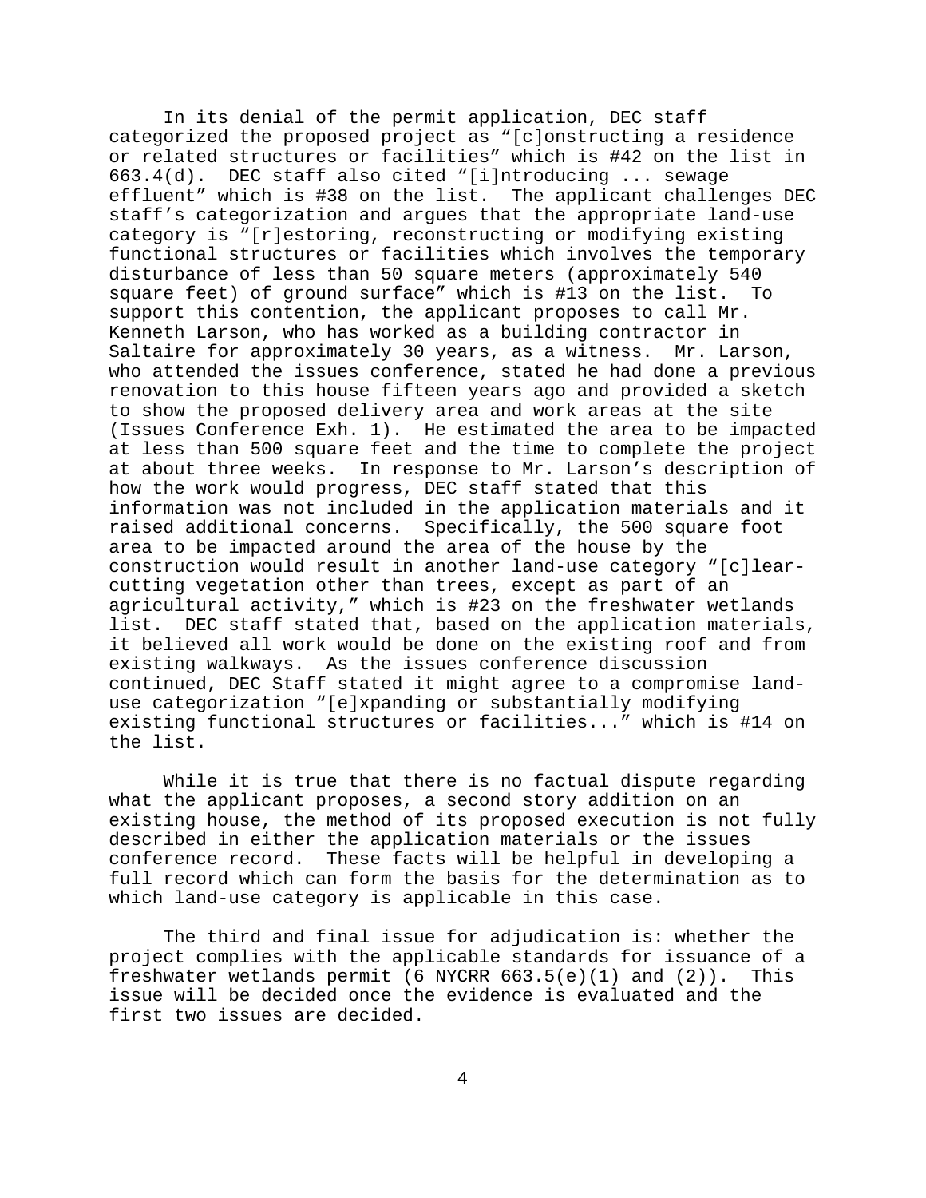In its denial of the permit application, DEC staff categorized the proposed project as "[c]onstructing a residence or related structures or facilities" which is #42 on the list in 663.4(d). DEC staff also cited "[i]ntroducing ... sewage effluent" which is #38 on the list. The applicant challenges DEC staff's categorization and argues that the appropriate land-use category is "[r]estoring, reconstructing or modifying existing functional structures or facilities which involves the temporary disturbance of less than 50 square meters (approximately 540 square feet) of ground surface" which is #13 on the list. To support this contention, the applicant proposes to call Mr. Kenneth Larson, who has worked as a building contractor in Saltaire for approximately 30 years, as a witness. Mr. Larson, who attended the issues conference, stated he had done a previous renovation to this house fifteen years ago and provided a sketch to show the proposed delivery area and work areas at the site (Issues Conference Exh. 1). He estimated the area to be impacted at less than 500 square feet and the time to complete the project at about three weeks. In response to Mr. Larson's description of how the work would progress, DEC staff stated that this information was not included in the application materials and it raised additional concerns. Specifically, the 500 square foot area to be impacted around the area of the house by the construction would result in another land-use category "[c]lear-cutting vegetation other than trees, except as part of an agricultural activity," which is #23 on the freshwater wetlands list. DEC staff stated that, based on the application materials, it believed all work would be done on the existing roof and from existing walkways. As the issues conference discussion continued, DEC Staff stated it might agree to a compromise land-use categorization "[e]xpanding or substantially modifying existing functional structures or facilities..." which is #14 on the list.

While it is true that there is no factual dispute regarding what the applicant proposes, a second story addition on an existing house, the method of its proposed execution is not fully described in either the application materials or the issues conference record. These facts will be helpful in developing a full record which can form the basis for the determination as to which land-use category is applicable in this case.

The third and final issue for adjudication is: whether the project complies with the applicable standards for issuance of a freshwater wetlands permit (6 NYCRR 663.5(e)(1) and (2)). This issue will be decided once the evidence is evaluated and the first two issues are decided.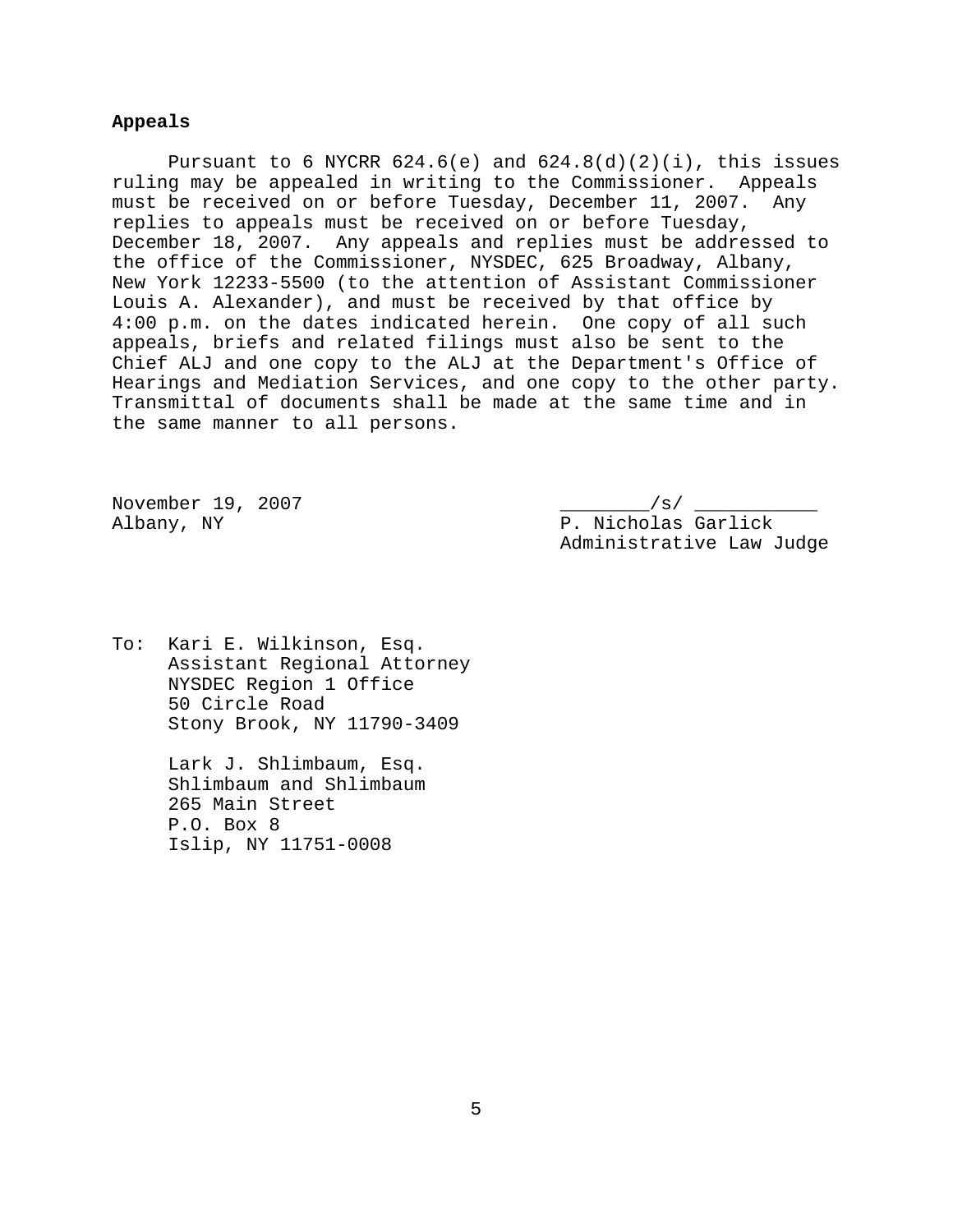**Appeals**

Pursuant to 6 NYCRR 624.6(e) and 624.8(d)(2)(i), this issues ruling may be appealed in writing to the Commissioner. Appeals must be received on or before Tuesday, December 11, 2007. Any replies to appeals must be received on or before Tuesday, December 18, 2007. Any appeals and replies must be addressed to the office of the Commissioner, NYSDEC, 625 Broadway, Albany, New York 12233-5500 (to the attention of Assistant Commissioner Louis A. Alexander), and must be received by that office by 4:00 p.m. on the dates indicated herein. One copy of all such appeals, briefs and related filings must also be sent to the Chief ALJ and one copy to the ALJ at the Department's Office of Hearings and Mediation Services, and one copy to the other party. Transmittal of documents shall be made at the same time and in the same manner to all persons.

November 19, 2007
Albany, NY

________/s/ ___________
P. Nicholas Garlick
Administrative Law Judge

To: Kari E. Wilkinson, Esq.
Assistant Regional Attorney
NYSDEC Region 1 Office
50 Circle Road
Stony Brook, NY 11790-3409

Lark J. Shlimbaum, Esq.
Shlimbaum and Shlimbaum
265 Main Street
P.O. Box 8
Islip, NY 11751-0008